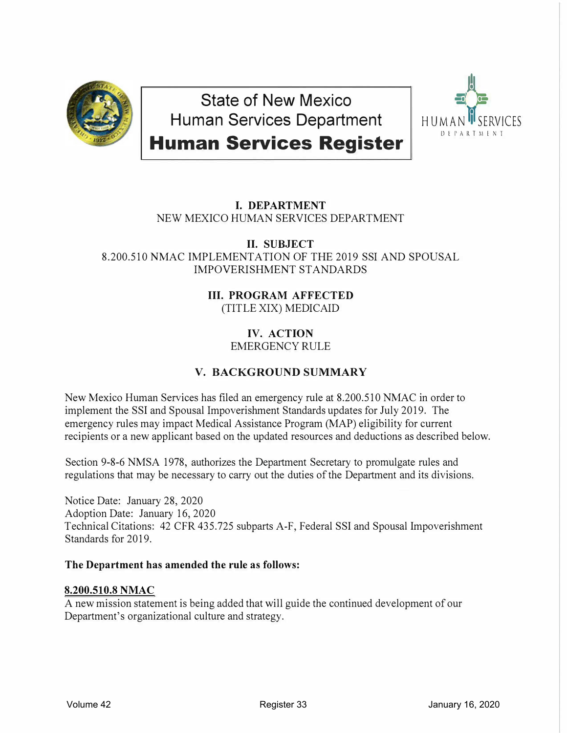# State of New Mexico
# Human Services Department
# Human Services Register

HUMAN SERVICES DEPARTMENT

**I. DEPARTMENT**
NEW MEXICO HUMAN SERVICES DEPARTMENT

**II. SUBJECT**
8.200.510 NMAC IMPLEMENTATION OF THE 2019 SSI AND SPOUSAL IMPOVERISHMENT STANDARDS

**III. PROGRAM AFFECTED**
(TITLE XIX) MEDICAID

**IV. ACTION**
EMERGENCY RULE

**V. BACKGROUND SUMMARY**

New Mexico Human Services has filed an emergency rule at 8.200.510 NMAC in order to implement the SSI and Spousal Impoverishment Standards updates for July 2019. The emergency rules may impact Medical Assistance Program (MAP) eligibility for current recipients or a new applicant based on the updated resources and deductions as described below.

Section 9-8-6 NMSA 1978, authorizes the Department Secretary to promulgate rules and regulations that may be necessary to carry out the duties of the Department and its divisions.

Notice Date: January 28, 2020
Adoption Date: January 16, 2020
Technical Citations: 42 CFR 435.725 subparts A-F, Federal SSI and Spousal Impoverishment Standards for 2019.

**The Department has amended the rule as follows:**

**8.200.510.8 NMAC**
A new mission statement is being added that will guide the continued development of our Department's organizational culture and strategy.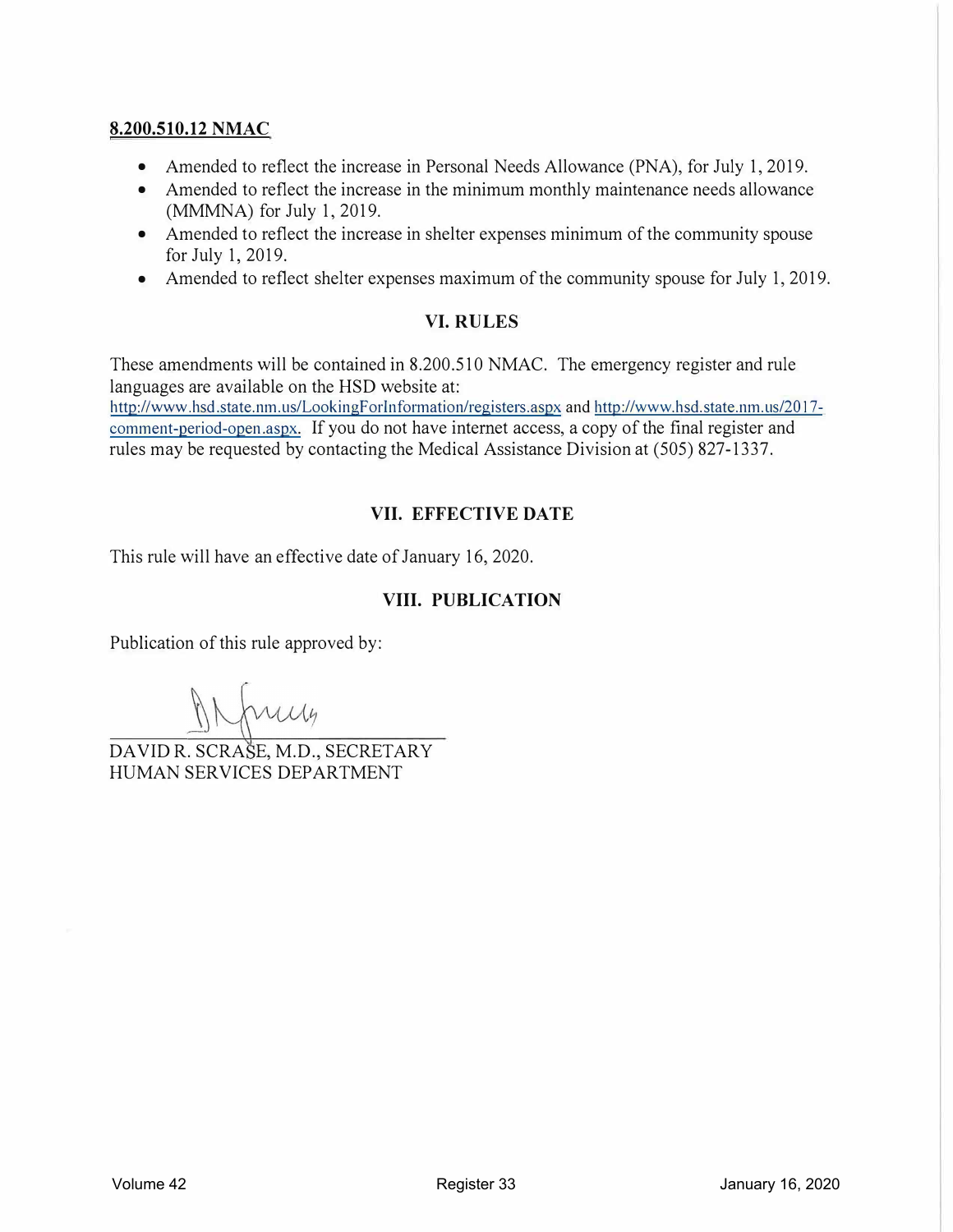**8.200.510.12 NMAC**

- Amended to reflect the increase in Personal Needs Allowance (PNA), for July 1, 2019.
- Amended to reflect the increase in the minimum monthly maintenance needs allowance (MMMNA) for July 1, 2019.
- Amended to reflect the increase in shelter expenses minimum of the community spouse for July 1, 2019.
- Amended to reflect shelter expenses maximum of the community spouse for July 1, 2019.

## VI. RULES

These amendments will be contained in 8.200.510 NMAC. The emergency register and rule languages are available on the HSD website at: http://www.hsd.state.nm.us/LookingForInformation/registers.aspx and http://www.hsd.state.nm.us/2017-comment-period-open.aspx. If you do not have internet access, a copy of the final register and rules may be requested by contacting the Medical Assistance Division at (505) 827-1337.

## VII. EFFECTIVE DATE

This rule will have an effective date of January 16, 2020.

## VIII. PUBLICATION

Publication of this rule approved by:

DAVID R. SCRASE, M.D., SECRETARY
HUMAN SERVICES DEPARTMENT